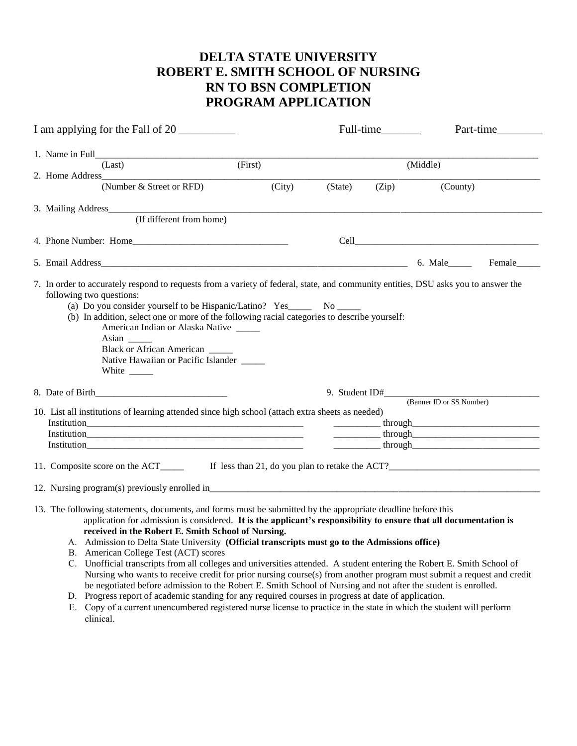# DELTA STATE UNIVERSITY
# ROBERT E. SMITH SCHOOL OF NURSING
# RN TO BSN COMPLETION
# PROGRAM APPLICATION

I am applying for the Fall of 20 __________ Full-time_______ Part-time________

1. Name in Full_______________________________________________________________
   (Last) (First) (Middle)
2. Home Address_______________________________________________________________
   (Number & Street or RFD) (City) (State) (Zip) (County)

3. Mailing Address_______________________________________________________________
   (If different from home)

4. Phone Number: Home_________________________________ Cell_______________________________________

5. Email Address____________________________________________________________ 6. Male_____ Female_____

7. In order to accurately respond to requests from a variety of federal, state, and community entities, DSU asks you to answer the following two questions:
   (a) Do you consider yourself to be Hispanic/Latino? Yes_____ No _____
   (b) In addition, select one or more of the following racial categories to describe yourself:
      American Indian or Alaska Native _____
      Asian _____
      Black or African American _____
      Native Hawaiian or Pacific Islander _____
      White _____

8. Date of Birth____________________________ 9. Student ID#_________________________________
   (Banner ID or SS Number)

10. List all institutions of learning attended since high school (attach extra sheets as needed)
    Institution_______________________________________________ __________ through___________________________
    Institution_______________________________________________ __________ through___________________________
    Institution_______________________________________________ __________ through___________________________

11. Composite score on the ACT_____ If less than 21, do you plan to retake the ACT?________________________________

12. Nursing program(s) previously enrolled in____________________________________________________________

13. The following statements, documents, and forms must be submitted by the appropriate deadline before this application for admission is considered. **It is the applicant's responsibility to ensure that all documentation is received in the Robert E. Smith School of Nursing.**
    A. Admission to Delta State University **(Official transcripts must go to the Admissions office)**
    B. American College Test (ACT) scores
    C. Unofficial transcripts from all colleges and universities attended. A student entering the Robert E. Smith School of Nursing who wants to receive credit for prior nursing course(s) from another program must submit a request and credit be negotiated before admission to the Robert E. Smith School of Nursing and not after the student is enrolled.
    D. Progress report of academic standing for any required courses in progress at date of application.
    E. Copy of a current unencumbered registered nurse license to practice in the state in which the student will perform clinical.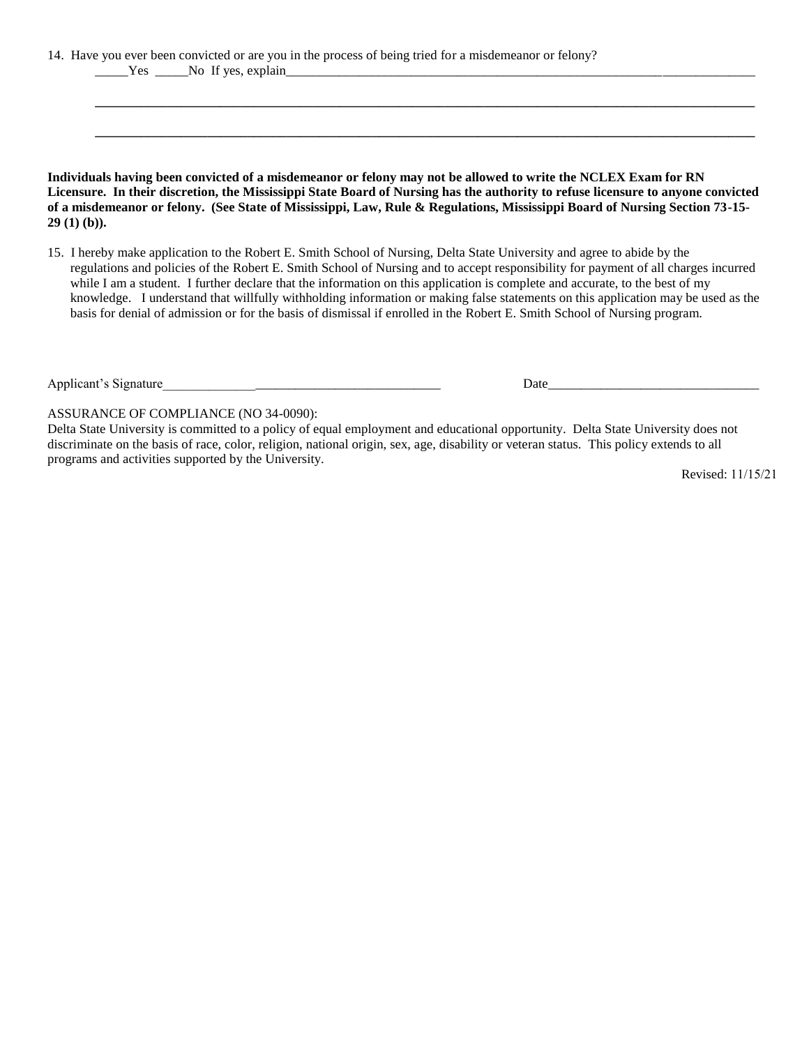14. Have you ever been convicted or are you in the process of being tried for a misdemeanor or felony?

_____Yes _____No If yes, explain_______________________________________________________________________________

_______________________________________________________________________________________________

_______________________________________________________________________________________________

**Individuals having been convicted of a misdemeanor or felony may not be allowed to write the NCLEX Exam for RN Licensure. In their discretion, the Mississippi State Board of Nursing has the authority to refuse licensure to anyone convicted of a misdemeanor or felony. (See State of Mississippi, Law, Rule & Regulations, Mississippi Board of Nursing Section 73-15-29 (1) (b)).**

15. I hereby make application to the Robert E. Smith School of Nursing, Delta State University and agree to abide by the regulations and policies of the Robert E. Smith School of Nursing and to accept responsibility for payment of all charges incurred while I am a student. I further declare that the information on this application is complete and accurate, to the best of my knowledge. I understand that willfully withholding information or making false statements on this application may be used as the basis for denial of admission or for the basis of dismissal if enrolled in the Robert E. Smith School of Nursing program.

Applicant's Signature___________________________________________ Date________________________________

ASSURANCE OF COMPLIANCE (NO 34-0090):
Delta State University is committed to a policy of equal employment and educational opportunity. Delta State University does not discriminate on the basis of race, color, religion, national origin, sex, age, disability or veteran status. This policy extends to all programs and activities supported by the University.

Revised: 11/15/21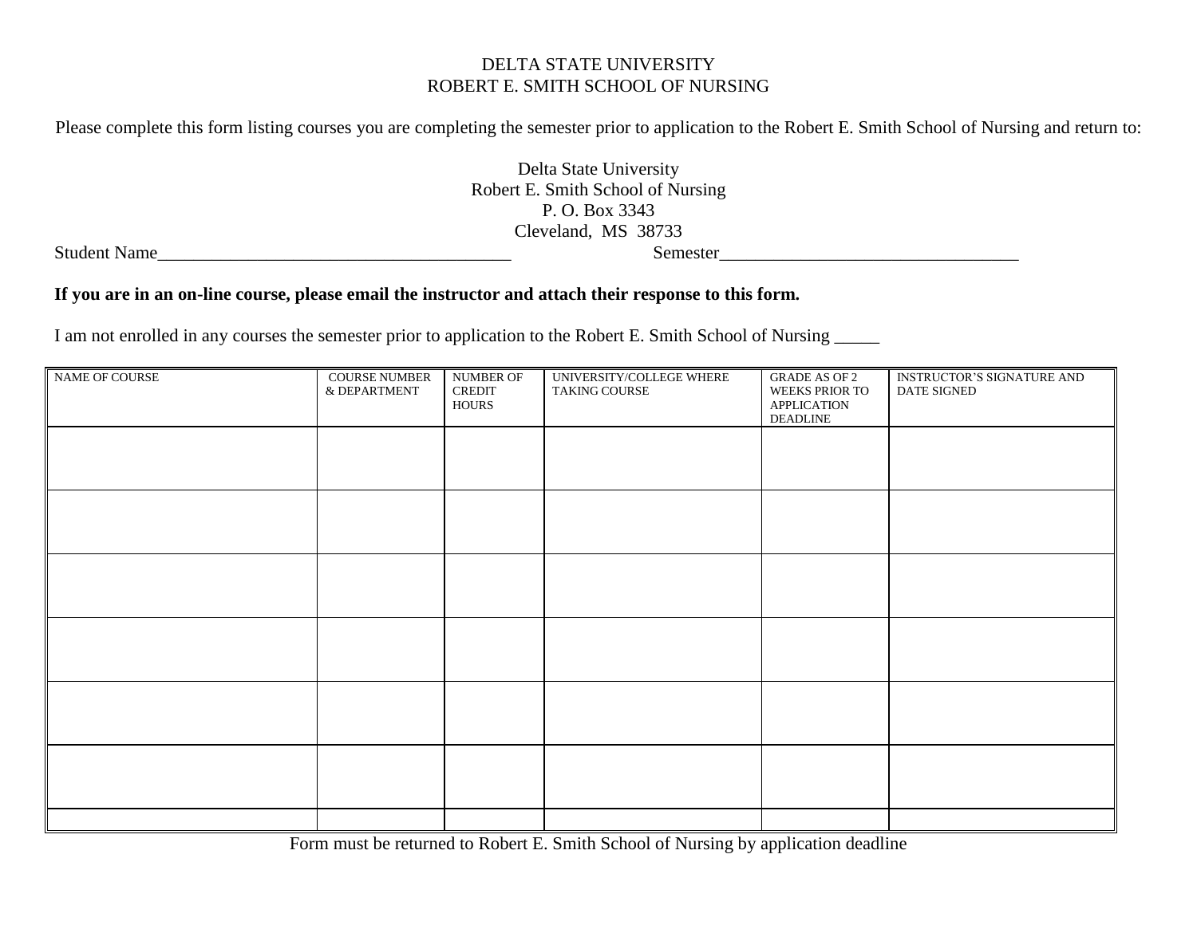DELTA STATE UNIVERSITY
ROBERT E. SMITH SCHOOL OF NURSING

Please complete this form listing courses you are completing the semester prior to application to the Robert E. Smith School of Nursing and return to:

Delta State University
Robert E. Smith School of Nursing
P. O. Box 3343
Cleveland, MS 38733

Student Name________________________________________ Semester_________________________________

**If you are in an on-line course, please email the instructor and attach their response to this form.**

I am not enrolled in any courses the semester prior to application to the Robert E. Smith School of Nursing _____

| NAME OF COURSE | COURSE NUMBER & DEPARTMENT | NUMBER OF CREDIT HOURS | UNIVERSITY/COLLEGE WHERE TAKING COURSE | GRADE AS OF 2 WEEKS PRIOR TO APPLICATION DEADLINE | INSTRUCTOR'S SIGNATURE AND DATE SIGNED |
|---|---|---|---|---|---|
| | | | | | |
| | | | | | |
| | | | | | |
| | | | | | |
| | | | | | |
| | | | | | |
| | | | | | |

Form must be returned to Robert E. Smith School of Nursing by application deadline